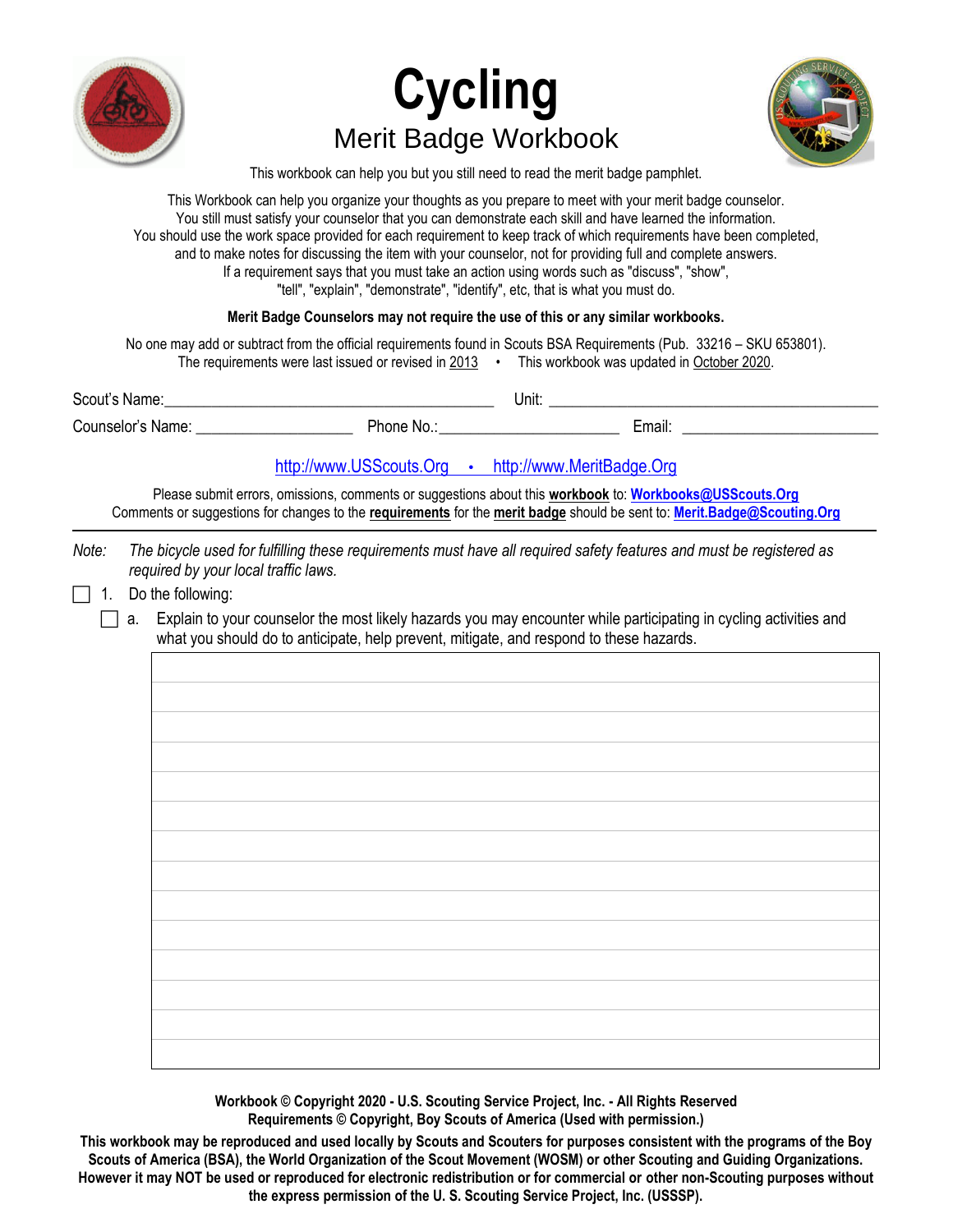# Cycling

## Merit Badge Workbook

This workbook can help you but you still need to read the merit badge pamphlet.

This Workbook can help you organize your thoughts as you prepare to meet with your merit badge counselor.
You still must satisfy your counselor that you can demonstrate each skill and have learned the information.
You should use the work space provided for each requirement to keep track of which requirements have been completed,
and to make notes for discussing the item with your counselor, not for providing full and complete answers.
If a requirement says that you must take an action using words such as "discuss", "show",
"tell", "explain", "demonstrate", "identify", etc, that is what you must do.

**Merit Badge Counselors may not require the use of this or any similar workbooks.**

No one may add or subtract from the official requirements found in Scouts BSA Requirements (Pub. 33216 – SKU 653801).
The requirements were last issued or revised in 2013 • This workbook was updated in October 2020.

Scout's Name: ________________________________ Unit: ________________________________

Counselor's Name: __________________ Phone No.: _______________________ Email: _________________________

http://www.USScouts.Org • http://www.MeritBadge.Org

Please submit errors, omissions, comments or suggestions about this **workbook** to: **Workbooks@USScouts.Org**
Comments or suggestions for changes to the **requirements** for the **merit badge** should be sent to: **Merit.Badge@Scouting.Org**

---

*Note: The bicycle used for fulfilling these requirements must have all required safety features and must be registered as required by your local traffic laws.*

- [ ] 1. Do the following:
  - [ ] a. Explain to your counselor the most likely hazards you may encounter while participating in cycling activities and what you should do to anticipate, help prevent, mitigate, and respond to these hazards.

**Workbook © Copyright 2020 - U.S. Scouting Service Project, Inc. - All Rights Reserved**
**Requirements © Copyright, Boy Scouts of America (Used with permission.)**

**This workbook may be reproduced and used locally by Scouts and Scouters for purposes consistent with the programs of the Boy Scouts of America (BSA), the World Organization of the Scout Movement (WOSM) or other Scouting and Guiding Organizations. However it may NOT be used or reproduced for electronic redistribution or for commercial or other non-Scouting purposes without the express permission of the U. S. Scouting Service Project, Inc. (USSSP).**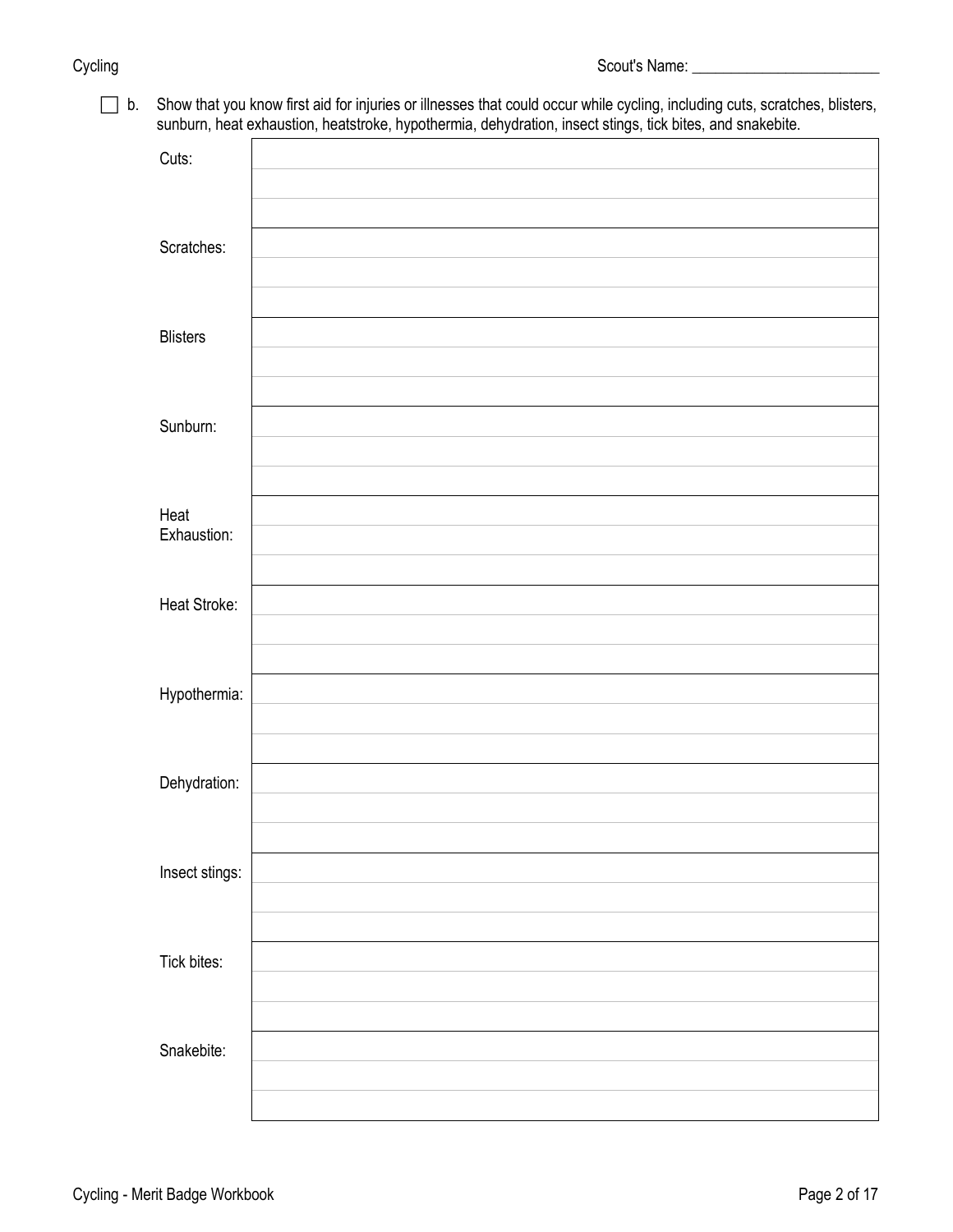Scout's Name: ________________________

☐ b. Show that you know first aid for injuries or illnesses that could occur while cycling, including cuts, scratches, blisters, sunburn, heat exhaustion, heatstroke, hypothermia, dehydration, insect stings, tick bites, and snakebite.

| | |
|---|---|
| Cuts: | |
| Scratches: | |
| Blisters | |
| Sunburn: | |
| Heat Exhaustion: | |
| Heat Stroke: | |
| Hypothermia: | |
| Dehydration: | |
| Insect stings: | |
| Tick bites: | |
| Snakebite: | |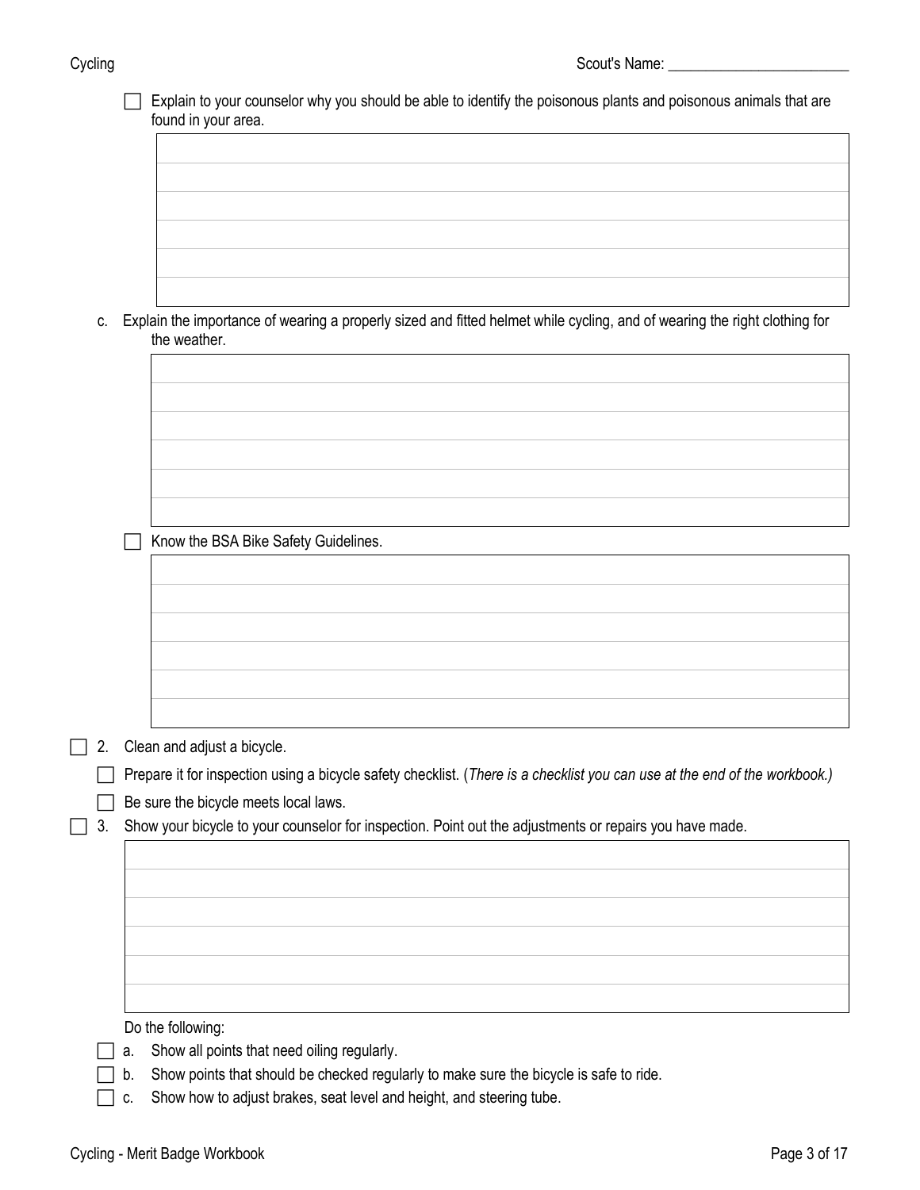- [ ] Explain to your counselor why you should be able to identify the poisonous plants and poisonous animals that are found in your area.

c. Explain the importance of wearing a properly sized and fitted helmet while cycling, and of wearing the right clothing for the weather.

- [ ] Know the BSA Bike Safety Guidelines.

- [ ] 2. Clean and adjust a bicycle.
  - [ ] Prepare it for inspection using a bicycle safety checklist. (*There is a checklist you can use at the end of the workbook.)*
  - [ ] Be sure the bicycle meets local laws.
- [ ] 3. Show your bicycle to your counselor for inspection. Point out the adjustments or repairs you have made.

  Do the following:
  - [ ] a. Show all points that need oiling regularly.
  - [ ] b. Show points that should be checked regularly to make sure the bicycle is safe to ride.
  - [ ] c. Show how to adjust brakes, seat level and height, and steering tube.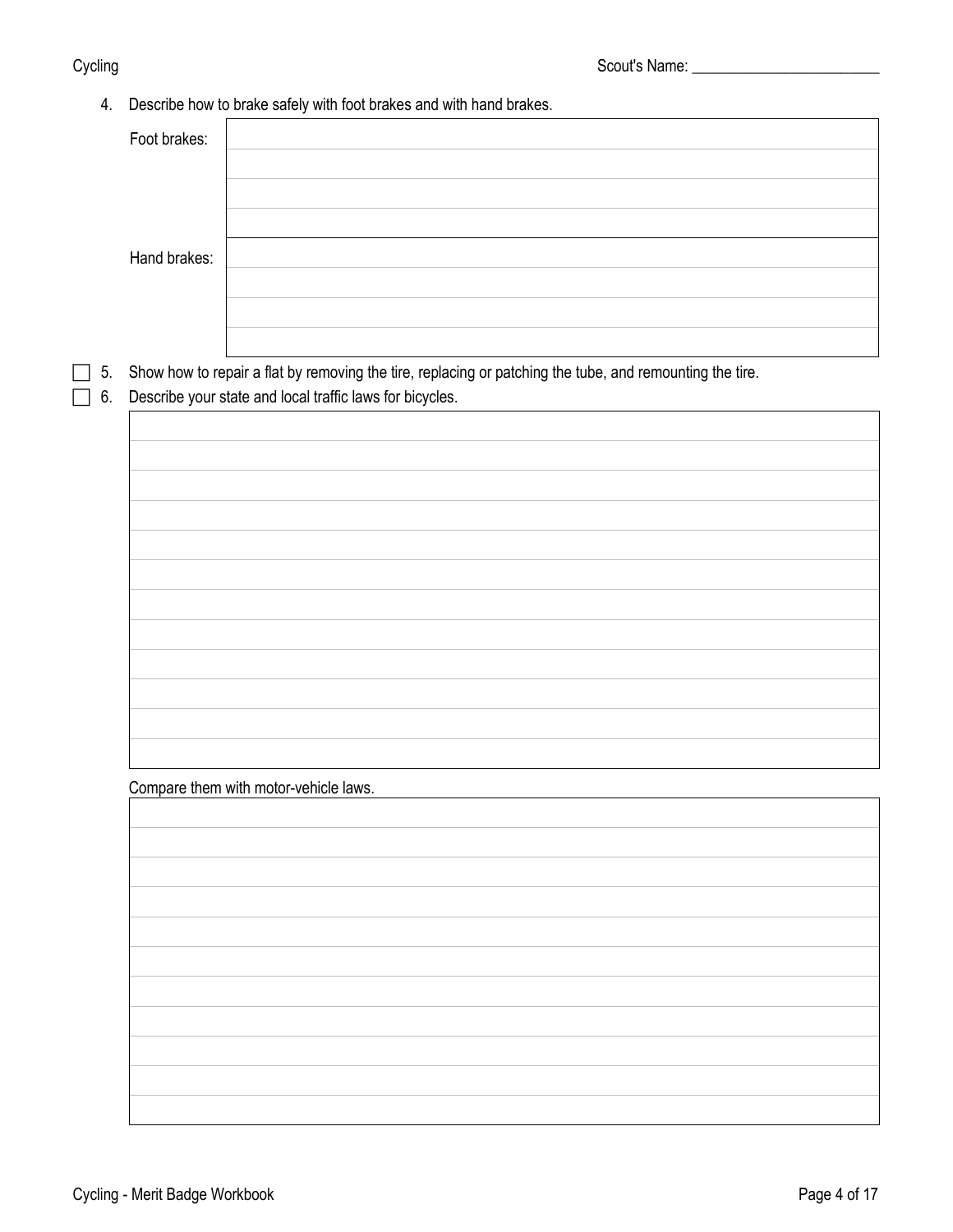Scout's Name: ________________________

4. Describe how to brake safely with foot brakes and with hand brakes.

Foot brakes:

Hand brakes:

- [ ] 5. Show how to repair a flat by removing the tire, replacing or patching the tube, and remounting the tire.
- [ ] 6. Describe your state and local traffic laws for bicycles.

Compare them with motor-vehicle laws.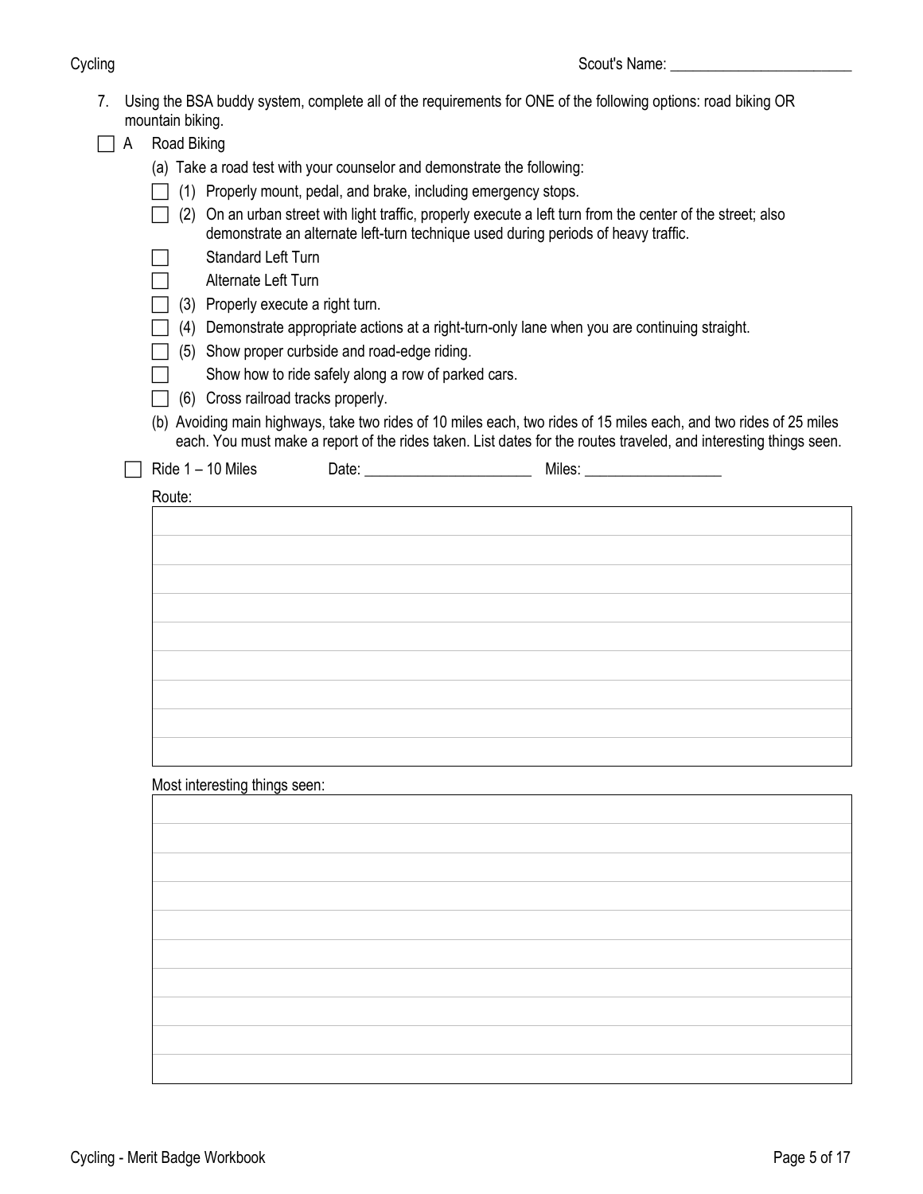Scout's Name: ________________________

7. Using the BSA buddy system, complete all of the requirements for ONE of the following options: road biking OR mountain biking.

- [ ] A Road Biking
  - (a) Take a road test with your counselor and demonstrate the following:
    - [ ] (1) Properly mount, pedal, and brake, including emergency stops.
    - [ ] (2) On an urban street with light traffic, properly execute a left turn from the center of the street; also demonstrate an alternate left-turn technique used during periods of heavy traffic.
      - [ ] Standard Left Turn
      - [ ] Alternate Left Turn
    - [ ] (3) Properly execute a right turn.
    - [ ] (4) Demonstrate appropriate actions at a right-turn-only lane when you are continuing straight.
    - [ ] (5) Show proper curbside and road-edge riding.
      - [ ] Show how to ride safely along a row of parked cars.
    - [ ] (6) Cross railroad tracks properly.
  - (b) Avoiding main highways, take two rides of 10 miles each, two rides of 15 miles each, and two rides of 25 miles each. You must make a report of the rides taken. List dates for the routes traveled, and interesting things seen.

- [ ] Ride 1 – 10 Miles Date: ______________________ Miles: __________________

Route:

| |
|---|
| |
| |
| |
| |
| |
| |
| |
| |

Most interesting things seen:

| |
|---|
| |
| |
| |
| |
| |
| |
| |
| |
| |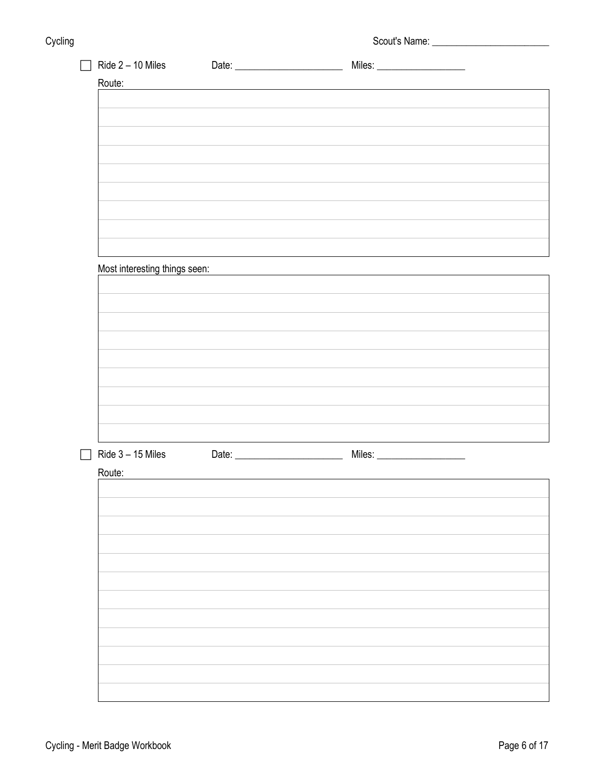Scout's Name: ________________________

- [ ] Ride 2 – 10 Miles Date: ______________________ Miles: __________________

Route:

Most interesting things seen:

- [ ] Ride 3 – 15 Miles Date: ______________________ Miles: __________________

Route: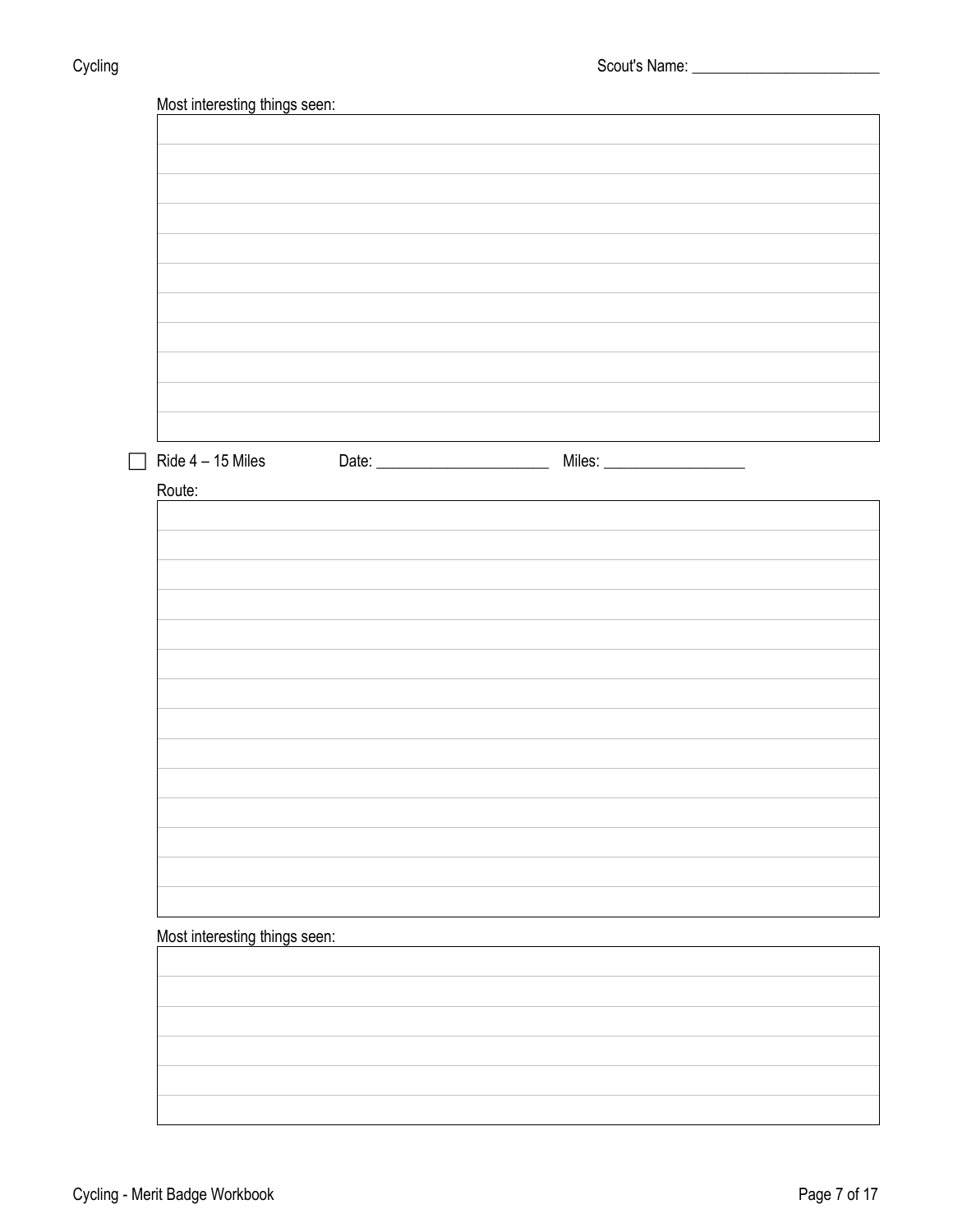Most interesting things seen:

| |
|---|
| |
| |
| |
| |
| |
| |
| |
| |
| |
| |

- [ ] Ride 4 – 15 Miles Date: ______________________ Miles: __________________

Route:

| |
|---|
| |
| |
| |
| |
| |
| |
| |
| |
| |
| |
| |
| |
| |

Most interesting things seen:

| |
|---|
| |
| |
| |
| |
| |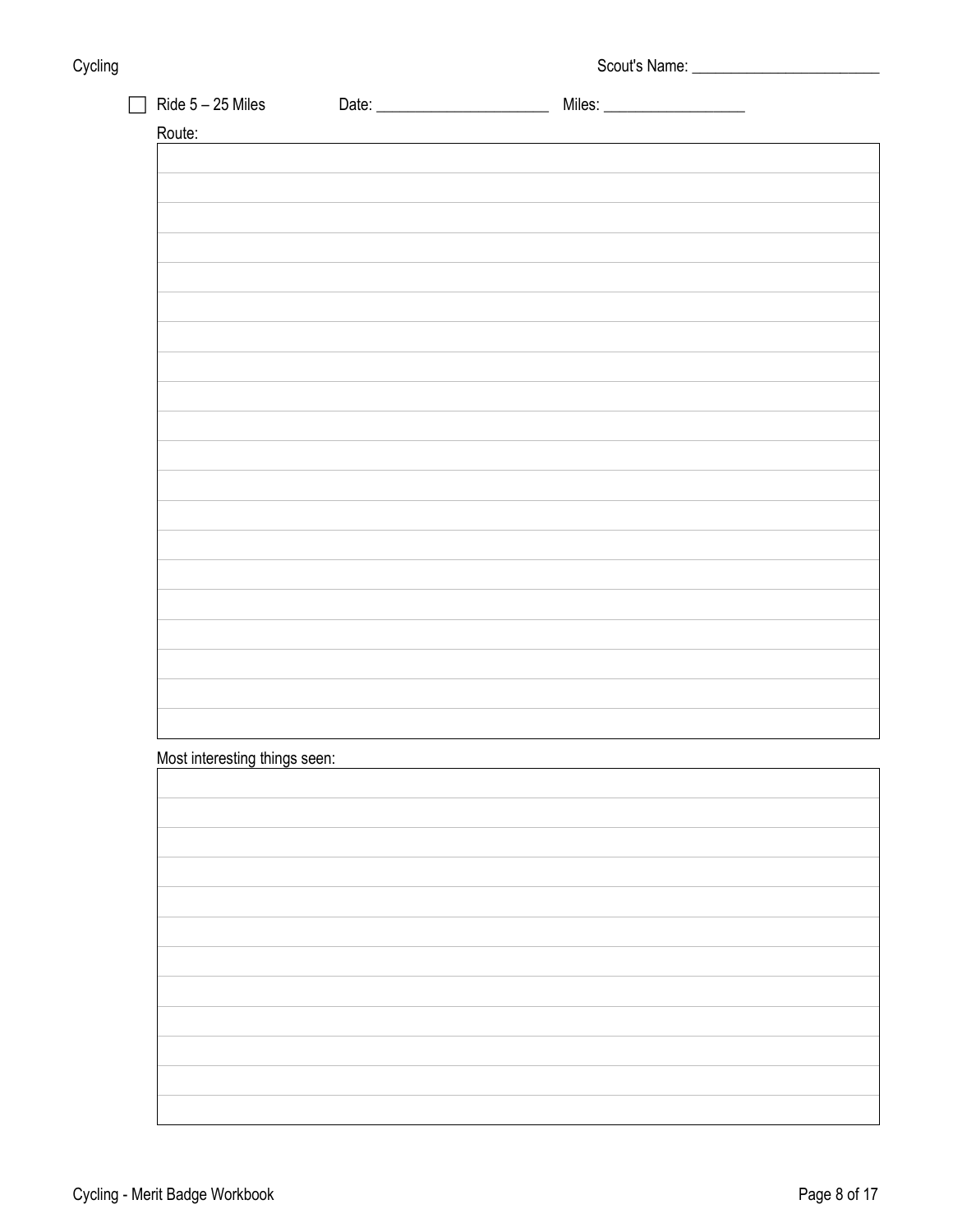Scout's Name: ________________________

- [ ] Ride 5 – 25 Miles Date: ______________________ Miles: __________________

Route:

Most interesting things seen: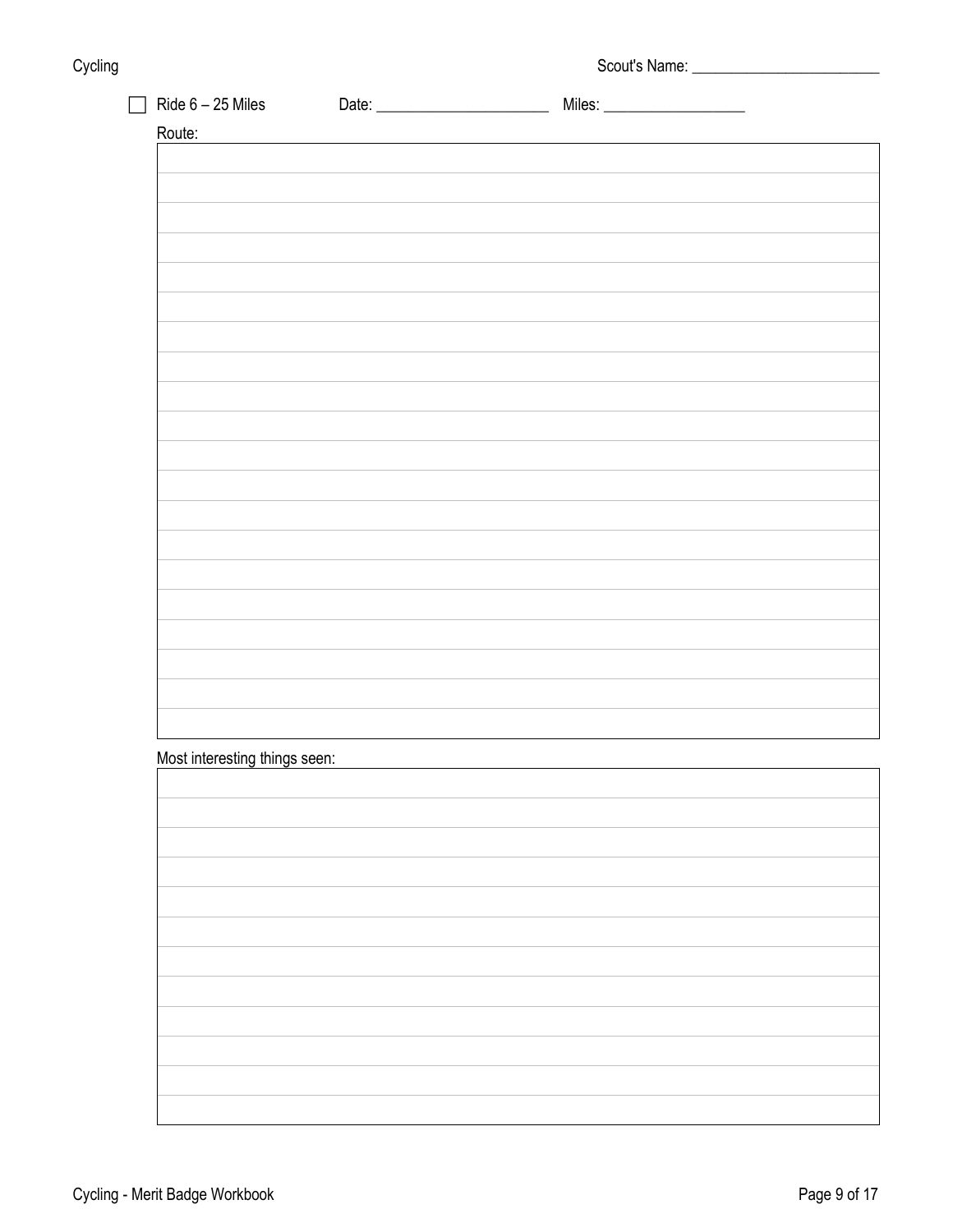Scout's Name: ________________________

- [ ] Ride 6 – 25 Miles Date: ______________________ Miles: __________________

Route:

| |
|---|
| |
| |
| |
| |
| |
| |
| |
| |
| |
| |
| |
| |
| |
| |
| |
| |
| |
| |
| |

Most interesting things seen:

| |
|---|
| |
| |
| |
| |
| |
| |
| |
| |
| |
| |
| |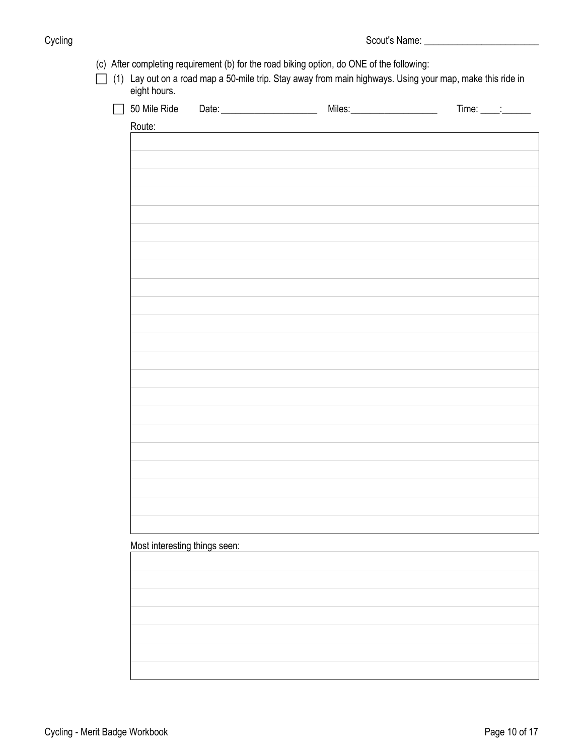Scout's Name: ________________________

(c) After completing requirement (b) for the road biking option, do ONE of the following:

- [ ] (1) Lay out on a road map a 50-mile trip. Stay away from main highways. Using your map, make this ride in eight hours.

  - [ ] 50 Mile Ride  Date: ____________________  Miles: __________________  Time: ____:______

  Route:

  | |
  |---|
  | |
  | |
  | |
  | |
  | |
  | |
  | |
  | |
  | |
  | |
  | |
  | |
  | |
  | |
  | |
  | |
  | |
  | |
  | |
  | |
  | |

  Most interesting things seen:

  | |
  |---|
  | |
  | |
  | |
  | |
  | |
  | |
  | |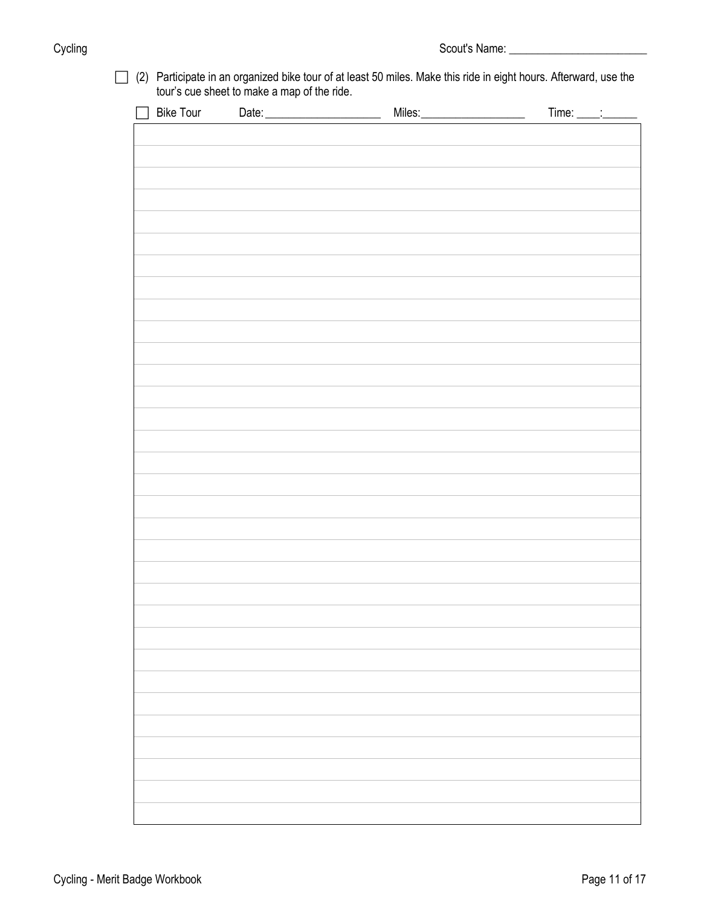Scout's Name: ________________________

☐ (2) Participate in an organized bike tour of at least 50 miles. Make this ride in eight hours. Afterward, use the tour's cue sheet to make a map of the ride.

☐ Bike Tour Date: ____________________ Miles: __________________ Time: ____:______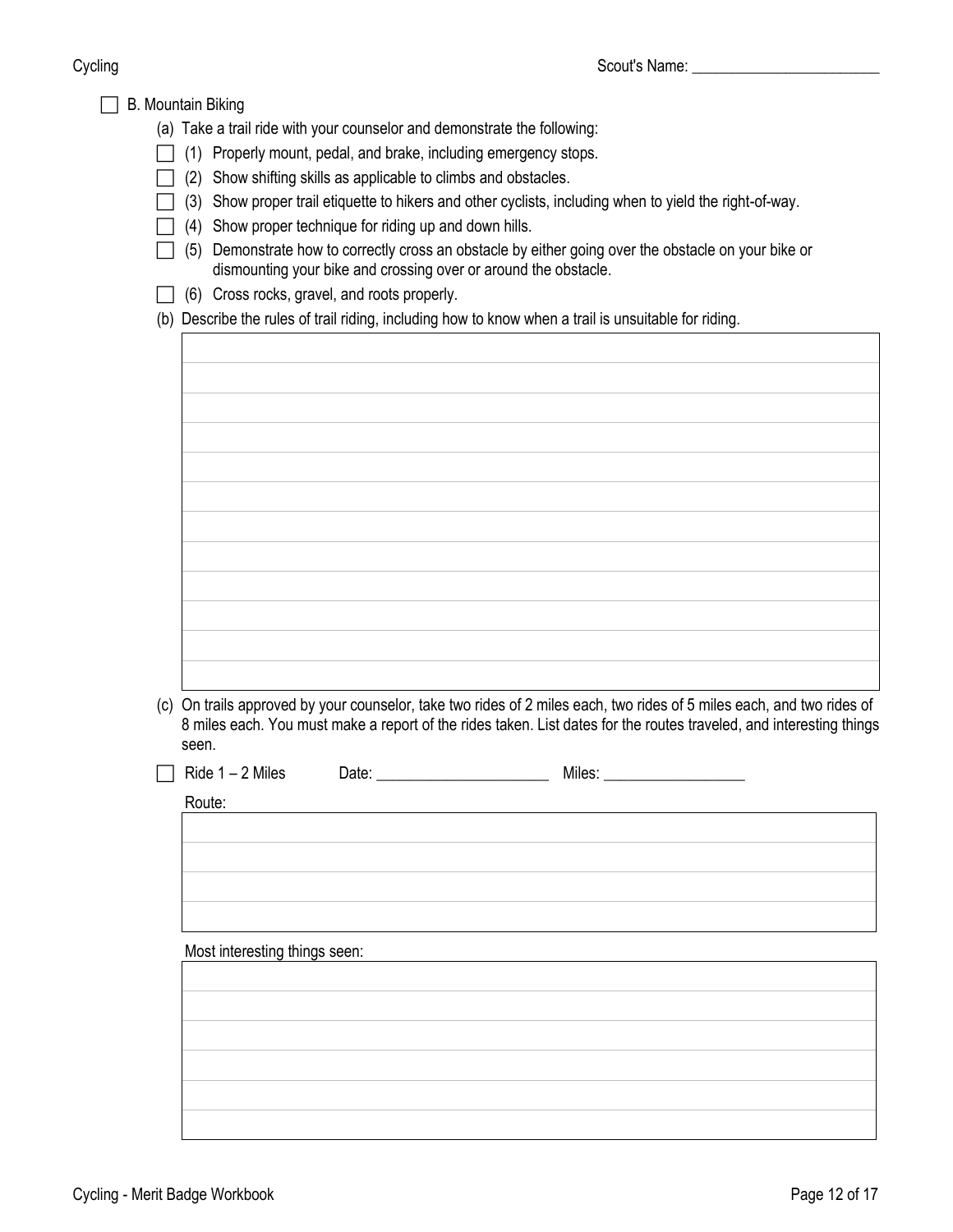Scout's Name: ________________________

☐ B. Mountain Biking

(a) Take a trail ride with your counselor and demonstrate the following:

☐ (1) Properly mount, pedal, and brake, including emergency stops.

☐ (2) Show shifting skills as applicable to climbs and obstacles.

☐ (3) Show proper trail etiquette to hikers and other cyclists, including when to yield the right-of-way.

☐ (4) Show proper technique for riding up and down hills.

☐ (5) Demonstrate how to correctly cross an obstacle by either going over the obstacle on your bike or dismounting your bike and crossing over or around the obstacle.

☐ (6) Cross rocks, gravel, and roots properly.

(b) Describe the rules of trail riding, including how to know when a trail is unsuitable for riding.

(c) On trails approved by your counselor, take two rides of 2 miles each, two rides of 5 miles each, and two rides of 8 miles each. You must make a report of the rides taken. List dates for the routes traveled, and interesting things seen.

☐ Ride 1 – 2 Miles Date: ______________________ Miles: __________________

Route:

Most interesting things seen: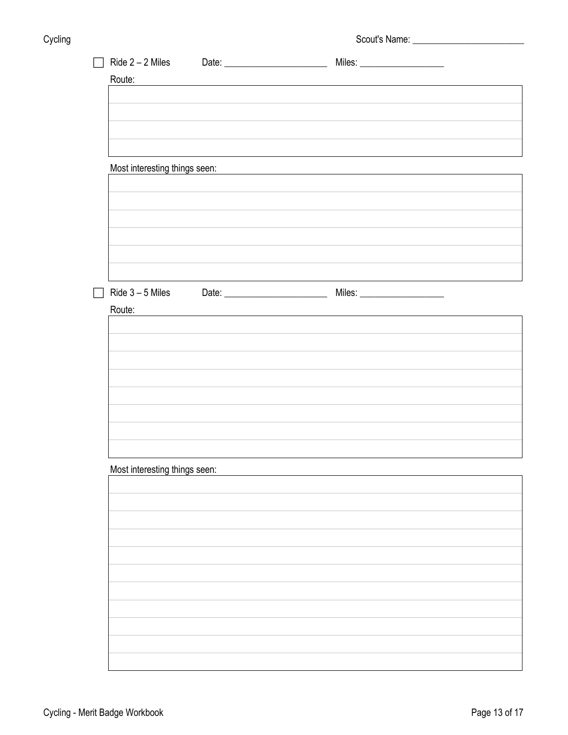Scout's Name: ________________________

☐ Ride 2 – 2 Miles  Date: ______________________  Miles: __________________

Route:

| |
|---|
| |
| |
| |
| |

Most interesting things seen:

| |
|---|
| |
| |
| |
| |
| |
| |

☐ Ride 3 – 5 Miles  Date: ______________________  Miles: __________________

Route:

| |
|---|
| |
| |
| |
| |
| |
| |
| |
| |

Most interesting things seen:

| |
|---|
| |
| |
| |
| |
| |
| |
| |
| |
| |
| |
| |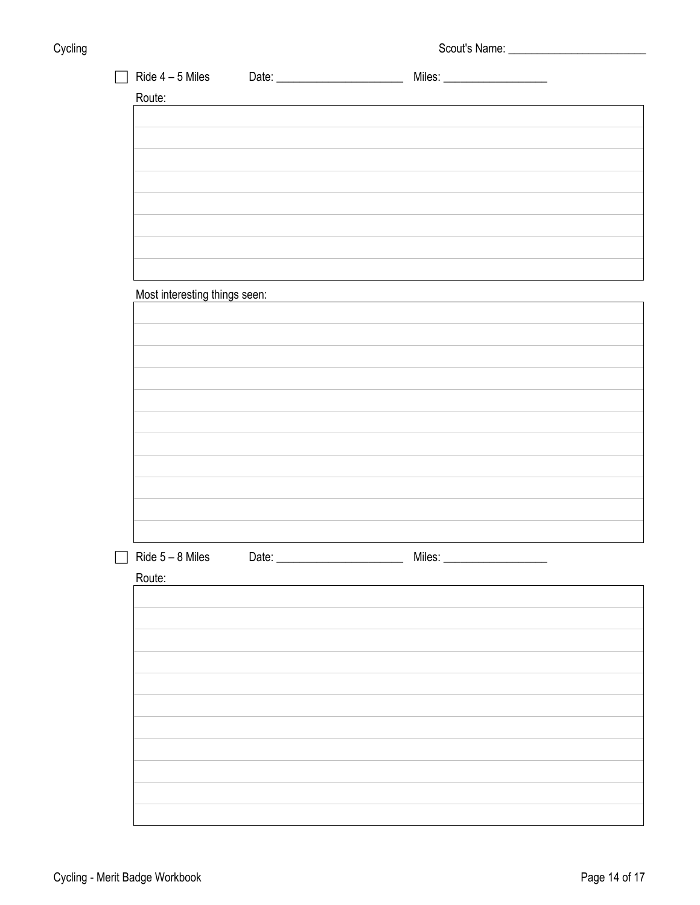Scout's Name: ________________________

☐ Ride 4 – 5 Miles Date: ______________________ Miles: __________________

Route:

| |
|---|
| |
| |
| |
| |
| |
| |
| |
| |

Most interesting things seen:

| |
|---|
| |
| |
| |
| |
| |
| |
| |
| |
| |
| |
| |

☐ Ride 5 – 8 Miles Date: ______________________ Miles: __________________

Route:

| |
|---|
| |
| |
| |
| |
| |
| |
| |
| |
| |
| |
| |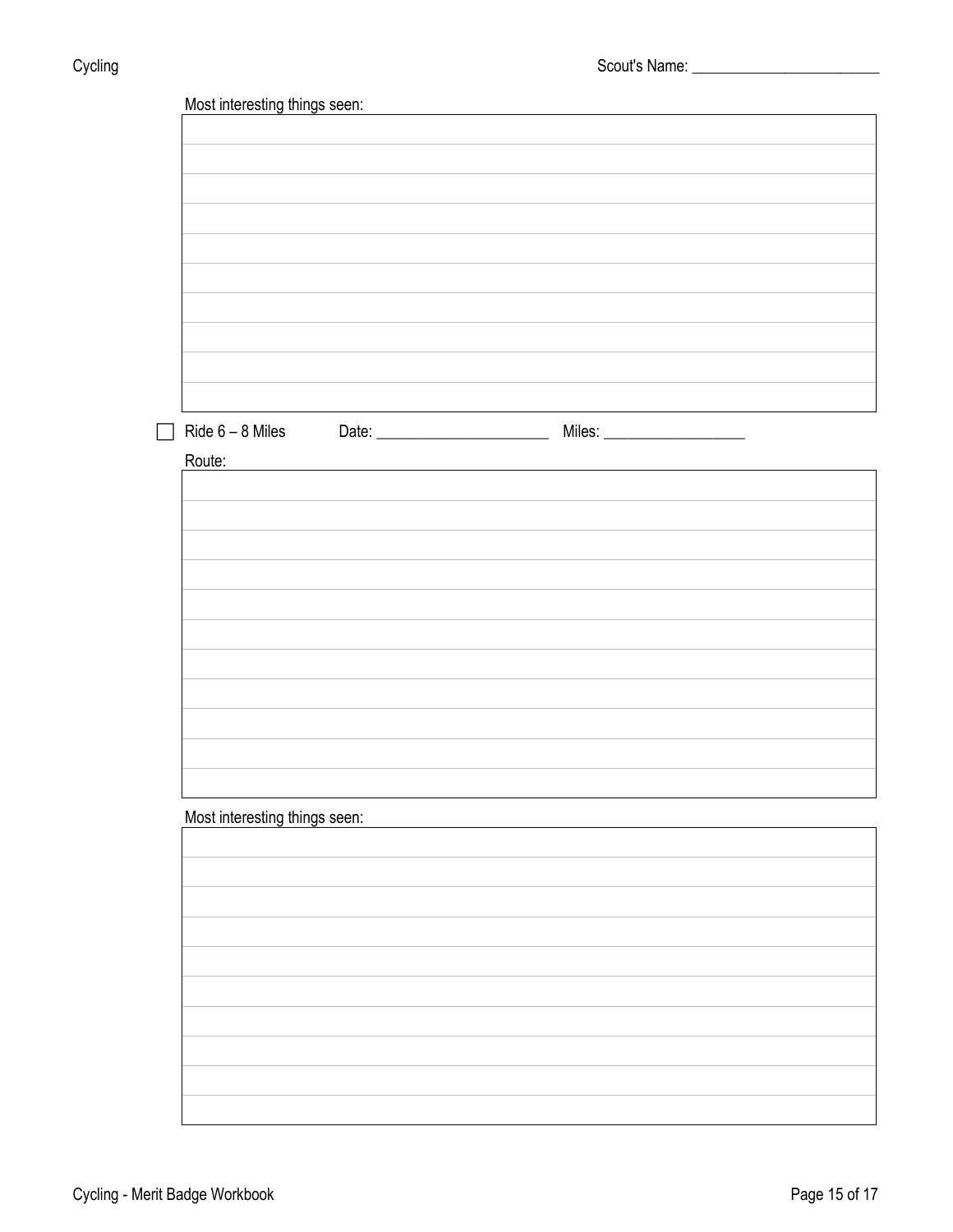Most interesting things seen:

- [ ] Ride 6 – 8 Miles Date: ______________________ Miles: __________________

Route:

Most interesting things seen: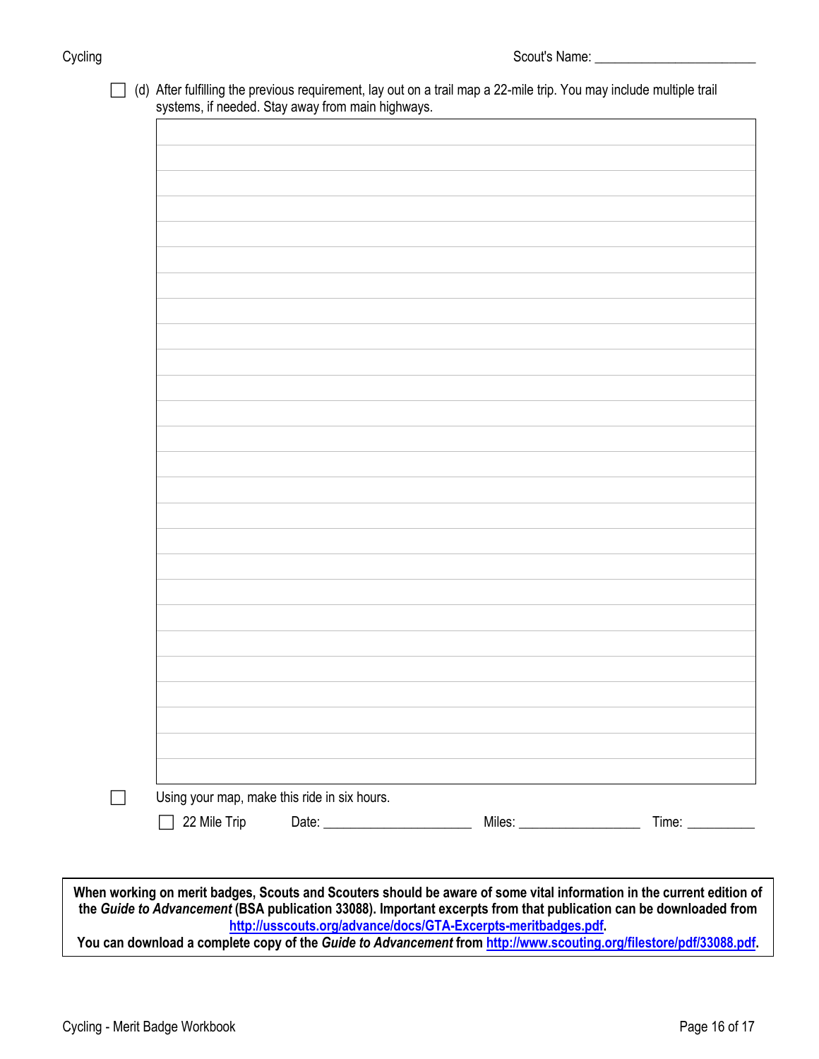Scout's Name: ________________________

- [ ] (d) After fulfilling the previous requirement, lay out on a trail map a 22-mile trip. You may include multiple trail systems, if needed. Stay away from main highways.

|  |
|---|
|  |
|  |
|  |
|  |
|  |
|  |
|  |
|  |
|  |
|  |
|  |
|  |
|  |
|  |
|  |
|  |
|  |
|  |
|  |
|  |
|  |
|  |
|  |
|  |
|  |

- [ ] Using your map, make this ride in six hours.
  - [ ] 22 Mile Trip  Date: ____________________ Miles: ________________ Time: __________

**When working on merit badges, Scouts and Scouters should be aware of some vital information in the current edition of the *Guide to Advancement* (BSA publication 33088). Important excerpts from that publication can be downloaded from http://usscouts.org/advance/docs/GTA-Excerpts-meritbadges.pdf.**
**You can download a complete copy of the *Guide to Advancement* from http://www.scouting.org/filestore/pdf/33088.pdf.**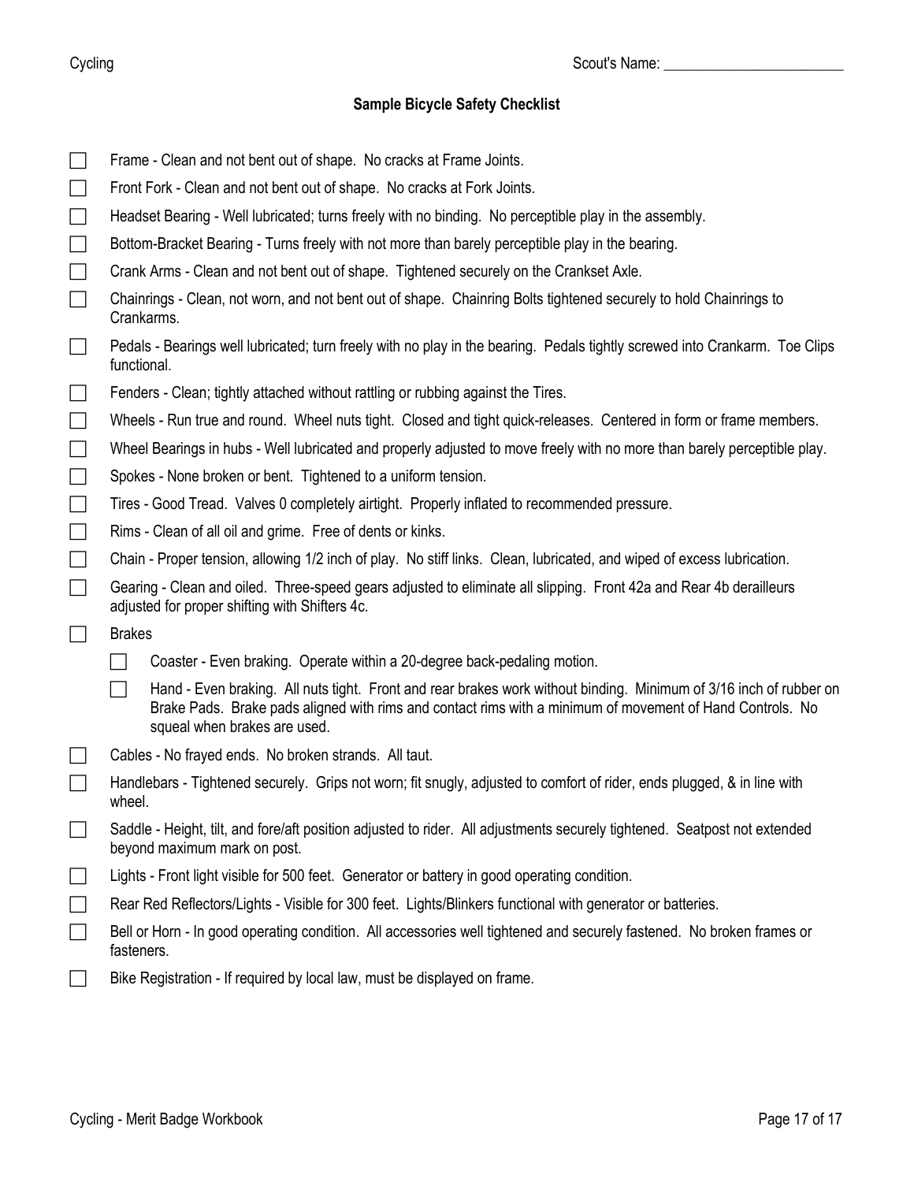Scout's Name: ________________________

## Sample Bicycle Safety Checklist

- [ ] Frame - Clean and not bent out of shape. No cracks at Frame Joints.
- [ ] Front Fork - Clean and not bent out of shape. No cracks at Fork Joints.
- [ ] Headset Bearing - Well lubricated; turns freely with no binding. No perceptible play in the assembly.
- [ ] Bottom-Bracket Bearing - Turns freely with not more than barely perceptible play in the bearing.
- [ ] Crank Arms - Clean and not bent out of shape. Tightened securely on the Crankset Axle.
- [ ] Chainrings - Clean, not worn, and not bent out of shape. Chainring Bolts tightened securely to hold Chainrings to Crankarms.
- [ ] Pedals - Bearings well lubricated; turn freely with no play in the bearing. Pedals tightly screwed into Crankarm. Toe Clips functional.
- [ ] Fenders - Clean; tightly attached without rattling or rubbing against the Tires.
- [ ] Wheels - Run true and round. Wheel nuts tight. Closed and tight quick-releases. Centered in form or frame members.
- [ ] Wheel Bearings in hubs - Well lubricated and properly adjusted to move freely with no more than barely perceptible play.
- [ ] Spokes - None broken or bent. Tightened to a uniform tension.
- [ ] Tires - Good Tread. Valves 0 completely airtight. Properly inflated to recommended pressure.
- [ ] Rims - Clean of all oil and grime. Free of dents or kinks.
- [ ] Chain - Proper tension, allowing 1/2 inch of play. No stiff links. Clean, lubricated, and wiped of excess lubrication.
- [ ] Gearing - Clean and oiled. Three-speed gears adjusted to eliminate all slipping. Front 42a and Rear 4b derailleurs adjusted for proper shifting with Shifters 4c.
- [ ] Brakes
  - [ ] Coaster - Even braking. Operate within a 20-degree back-pedaling motion.
  - [ ] Hand - Even braking. All nuts tight. Front and rear brakes work without binding. Minimum of 3/16 inch of rubber on Brake Pads. Brake pads aligned with rims and contact rims with a minimum of movement of Hand Controls. No squeal when brakes are used.
- [ ] Cables - No frayed ends. No broken strands. All taut.
- [ ] Handlebars - Tightened securely. Grips not worn; fit snugly, adjusted to comfort of rider, ends plugged, & in line with wheel.
- [ ] Saddle - Height, tilt, and fore/aft position adjusted to rider. All adjustments securely tightened. Seatpost not extended beyond maximum mark on post.
- [ ] Lights - Front light visible for 500 feet. Generator or battery in good operating condition.
- [ ] Rear Red Reflectors/Lights - Visible for 300 feet. Lights/Blinkers functional with generator or batteries.
- [ ] Bell or Horn - In good operating condition. All accessories well tightened and securely fastened. No broken frames or fasteners.
- [ ] Bike Registration - If required by local law, must be displayed on frame.